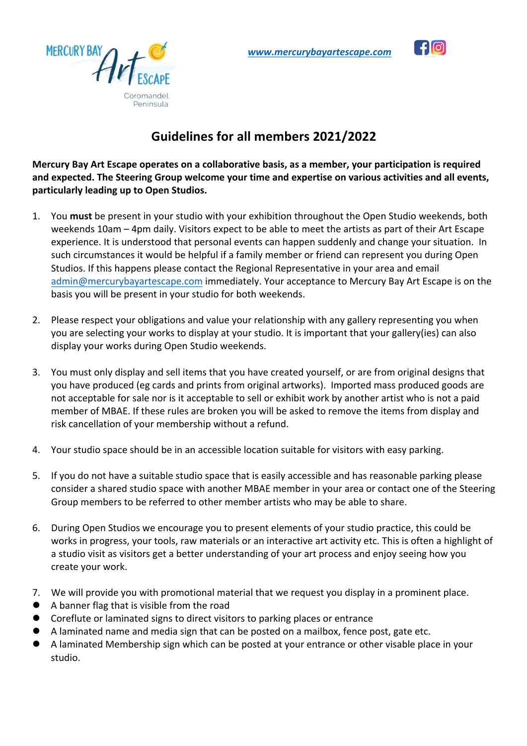MERCURY BAY Art ESCAPE
Coromandel Peninsula

www.mercurybayartescape.com

# Guidelines for all members 2021/2022

**Mercury Bay Art Escape operates on a collaborative basis, as a member, your participation is required and expected. The Steering Group welcome your time and expertise on various activities and all events, particularly leading up to Open Studios.**

1. You **must** be present in your studio with your exhibition throughout the Open Studio weekends, both weekends 10am – 4pm daily. Visitors expect to be able to meet the artists as part of their Art Escape experience. It is understood that personal events can happen suddenly and change your situation. In such circumstances it would be helpful if a family member or friend can represent you during Open Studios. If this happens please contact the Regional Representative in your area and email admin@mercurybayartescape.com immediately. Your acceptance to Mercury Bay Art Escape is on the basis you will be present in your studio for both weekends.

2. Please respect your obligations and value your relationship with any gallery representing you when you are selecting your works to display at your studio. It is important that your gallery(ies) can also display your works during Open Studio weekends.

3. You must only display and sell items that you have created yourself, or are from original designs that you have produced (eg cards and prints from original artworks). Imported mass produced goods are not acceptable for sale nor is it acceptable to sell or exhibit work by another artist who is not a paid member of MBAE. If these rules are broken you will be asked to remove the items from display and risk cancellation of your membership without a refund.

4. Your studio space should be in an accessible location suitable for visitors with easy parking.

5. If you do not have a suitable studio space that is easily accessible and has reasonable parking please consider a shared studio space with another MBAE member in your area or contact one of the Steering Group members to be referred to other member artists who may be able to share.

6. During Open Studios we encourage you to present elements of your studio practice, this could be works in progress, your tools, raw materials or an interactive art activity etc. This is often a highlight of a studio visit as visitors get a better understanding of your art process and enjoy seeing how you create your work.

7. We will provide you with promotional material that we request you display in a prominent place.

- A banner flag that is visible from the road
- Coreflute or laminated signs to direct visitors to parking places or entrance
- A laminated name and media sign that can be posted on a mailbox, fence post, gate etc.
- A laminated Membership sign which can be posted at your entrance or other visable place in your studio.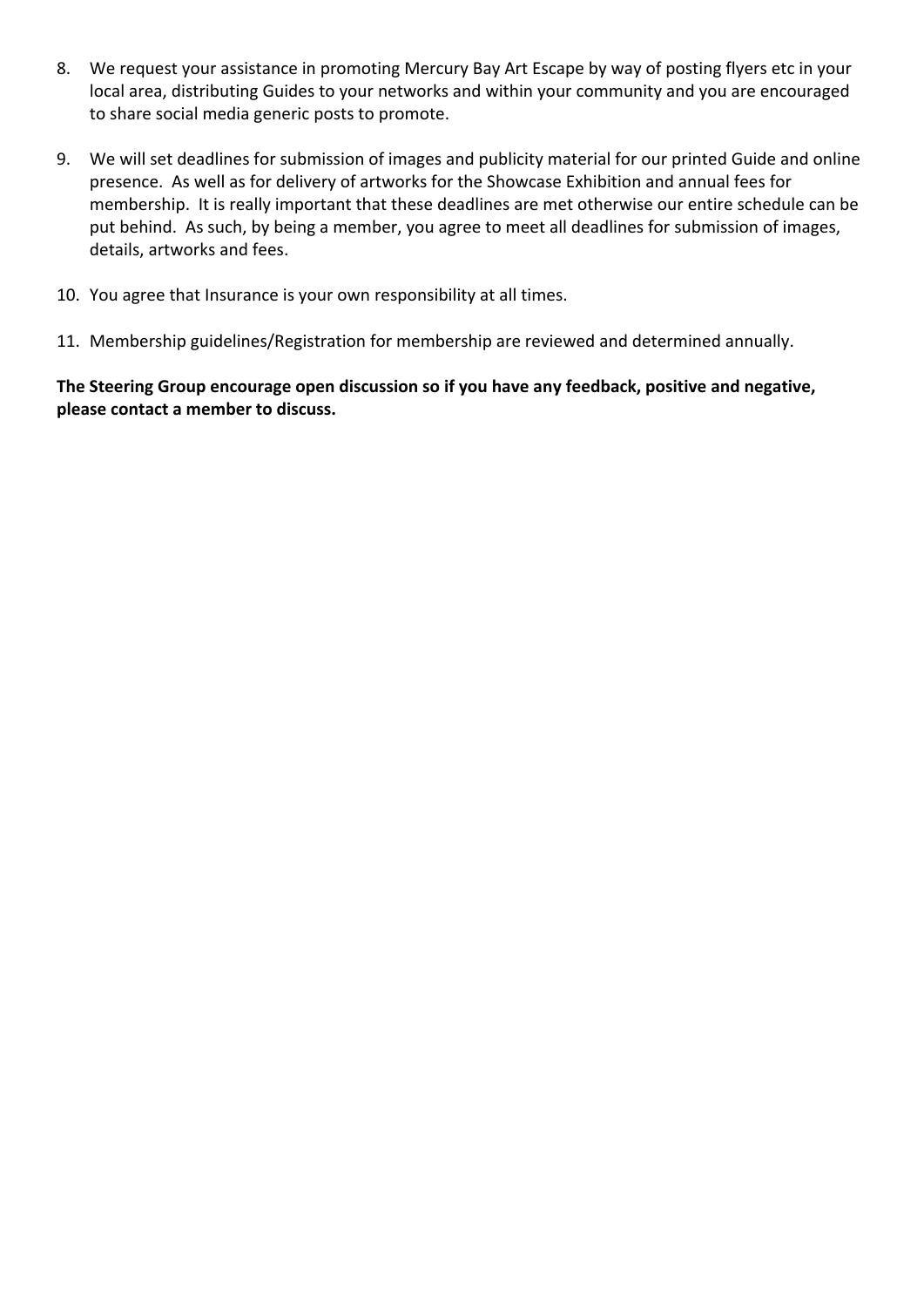8. We request your assistance in promoting Mercury Bay Art Escape by way of posting flyers etc in your local area, distributing Guides to your networks and within your community and you are encouraged to share social media generic posts to promote.

9. We will set deadlines for submission of images and publicity material for our printed Guide and online presence. As well as for delivery of artworks for the Showcase Exhibition and annual fees for membership. It is really important that these deadlines are met otherwise our entire schedule can be put behind. As such, by being a member, you agree to meet all deadlines for submission of images, details, artworks and fees.

10. You agree that Insurance is your own responsibility at all times.

11. Membership guidelines/Registration for membership are reviewed and determined annually.

**The Steering Group encourage open discussion so if you have any feedback, positive and negative, please contact a member to discuss.**